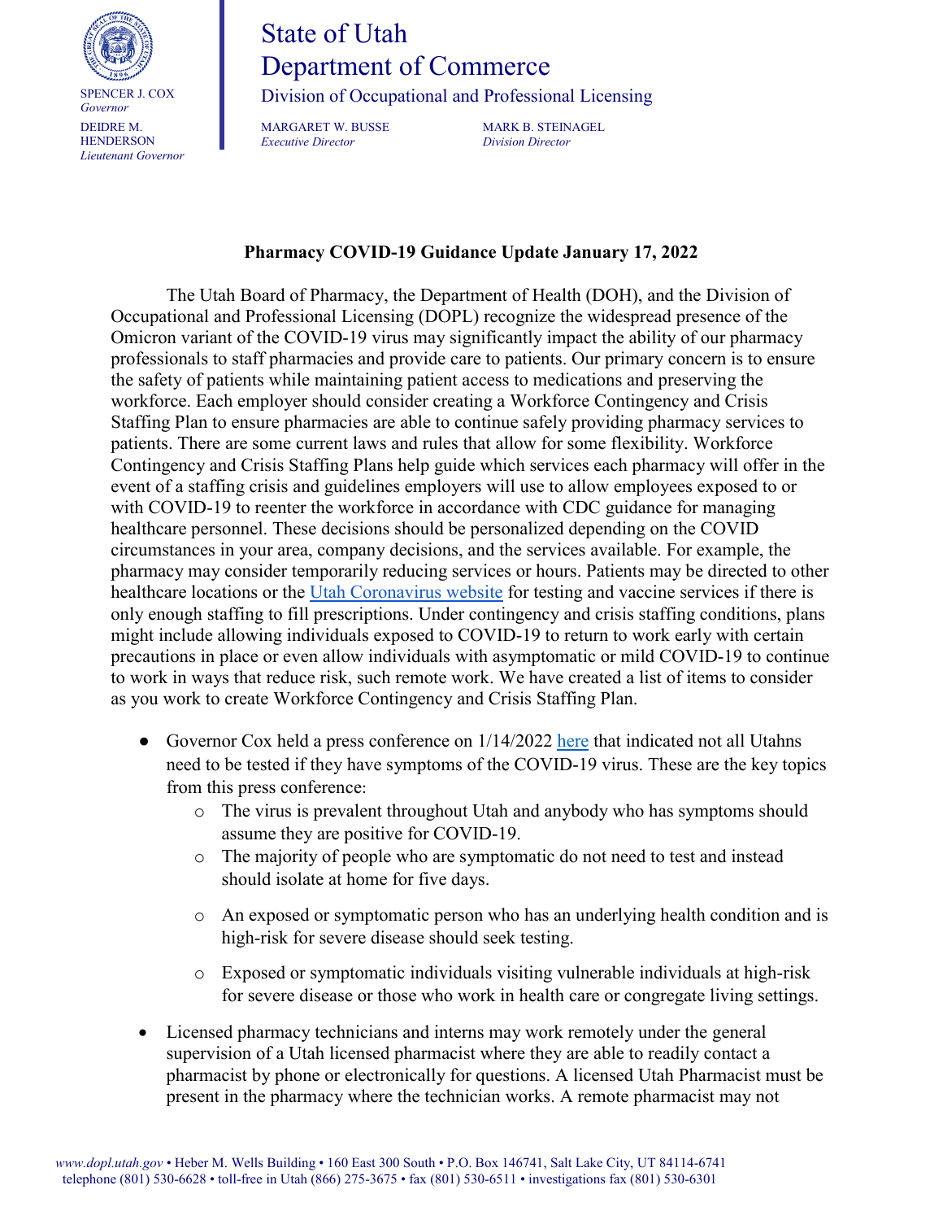State of Utah
Department of Commerce
Division of Occupational and Professional Licensing

SPENCER J. COX
*Governor*

DEIDRE M. HENDERSON
*Lieutenant Governor*

MARGARET W. BUSSE
*Executive Director*

MARK B. STEINAGEL
*Division Director*

**Pharmacy COVID-19 Guidance Update January 17, 2022**

The Utah Board of Pharmacy, the Department of Health (DOH), and the Division of Occupational and Professional Licensing (DOPL) recognize the widespread presence of the Omicron variant of the COVID-19 virus may significantly impact the ability of our pharmacy professionals to staff pharmacies and provide care to patients. Our primary concern is to ensure the safety of patients while maintaining patient access to medications and preserving the workforce. Each employer should consider creating a Workforce Contingency and Crisis Staffing Plan to ensure pharmacies are able to continue safely providing pharmacy services to patients. There are some current laws and rules that allow for some flexibility. Workforce Contingency and Crisis Staffing Plans help guide which services each pharmacy will offer in the event of a staffing crisis and guidelines employers will use to allow employees exposed to or with COVID-19 to reenter the workforce in accordance with CDC guidance for managing healthcare personnel. These decisions should be personalized depending on the COVID circumstances in your area, company decisions, and the services available. For example, the pharmacy may consider temporarily reducing services or hours. Patients may be directed to other healthcare locations or the Utah Coronavirus website for testing and vaccine services if there is only enough staffing to fill prescriptions. Under contingency and crisis staffing conditions, plans might include allowing individuals exposed to COVID-19 to return to work early with certain precautions in place or even allow individuals with asymptomatic or mild COVID-19 to continue to work in ways that reduce risk, such remote work. We have created a list of items to consider as you work to create Workforce Contingency and Crisis Staffing Plan.

- Governor Cox held a press conference on 1/14/2022 here that indicated not all Utahns need to be tested if they have symptoms of the COVID-19 virus. These are the key topics from this press conference:
    - The virus is prevalent throughout Utah and anybody who has symptoms should assume they are positive for COVID-19.
    - The majority of people who are symptomatic do not need to test and instead should isolate at home for five days.
    - An exposed or symptomatic person who has an underlying health condition and is high-risk for severe disease should seek testing.
    - Exposed or symptomatic individuals visiting vulnerable individuals at high-risk for severe disease or those who work in health care or congregate living settings.
- Licensed pharmacy technicians and interns may work remotely under the general supervision of a Utah licensed pharmacist where they are able to readily contact a pharmacist by phone or electronically for questions. A licensed Utah Pharmacist must be present in the pharmacy where the technician works. A remote pharmacist may not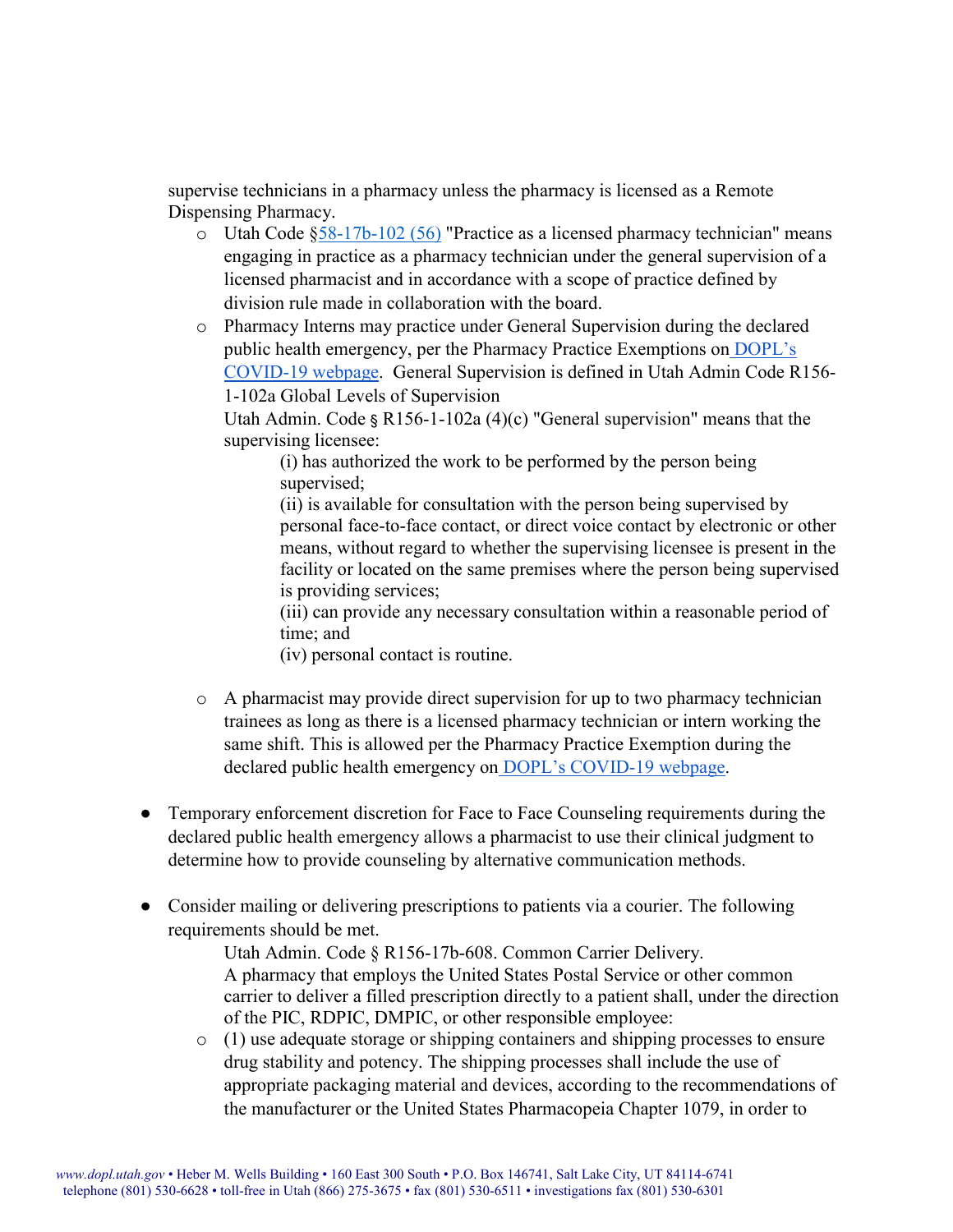supervise technicians in a pharmacy unless the pharmacy is licensed as a Remote Dispensing Pharmacy.

  - Utah Code §[58-17b-102 (56)](#) "Practice as a licensed pharmacy technician" means engaging in practice as a pharmacy technician under the general supervision of a licensed pharmacist and in accordance with a scope of practice defined by division rule made in collaboration with the board.
  - Pharmacy Interns may practice under General Supervision during the declared public health emergency, per the Pharmacy Practice Exemptions on [DOPL's COVID-19 webpage](#). General Supervision is defined in Utah Admin Code R156-1-102a Global Levels of Supervision
    Utah Admin. Code § R156-1-102a (4)(c) "General supervision" means that the supervising licensee:

    (i) has authorized the work to be performed by the person being supervised;
    (ii) is available for consultation with the person being supervised by personal face-to-face contact, or direct voice contact by electronic or other means, without regard to whether the supervising licensee is present in the facility or located on the same premises where the person being supervised is providing services;
    (iii) can provide any necessary consultation within a reasonable period of time; and
    (iv) personal contact is routine.

  - A pharmacist may provide direct supervision for up to two pharmacy technician trainees as long as there is a licensed pharmacy technician or intern working the same shift. This is allowed per the Pharmacy Practice Exemption during the declared public health emergency on [DOPL's COVID-19 webpage](#).

- Temporary enforcement discretion for Face to Face Counseling requirements during the declared public health emergency allows a pharmacist to use their clinical judgment to determine how to provide counseling by alternative communication methods.

- Consider mailing or delivering prescriptions to patients via a courier. The following requirements should be met.

  Utah Admin. Code § R156-17b-608. Common Carrier Delivery.
  A pharmacy that employs the United States Postal Service or other common carrier to deliver a filled prescription directly to a patient shall, under the direction of the PIC, RDPIC, DMPIC, or other responsible employee:

  - (1) use adequate storage or shipping containers and shipping processes to ensure drug stability and potency. The shipping processes shall include the use of appropriate packaging material and devices, according to the recommendations of the manufacturer or the United States Pharmacopeia Chapter 1079, in order to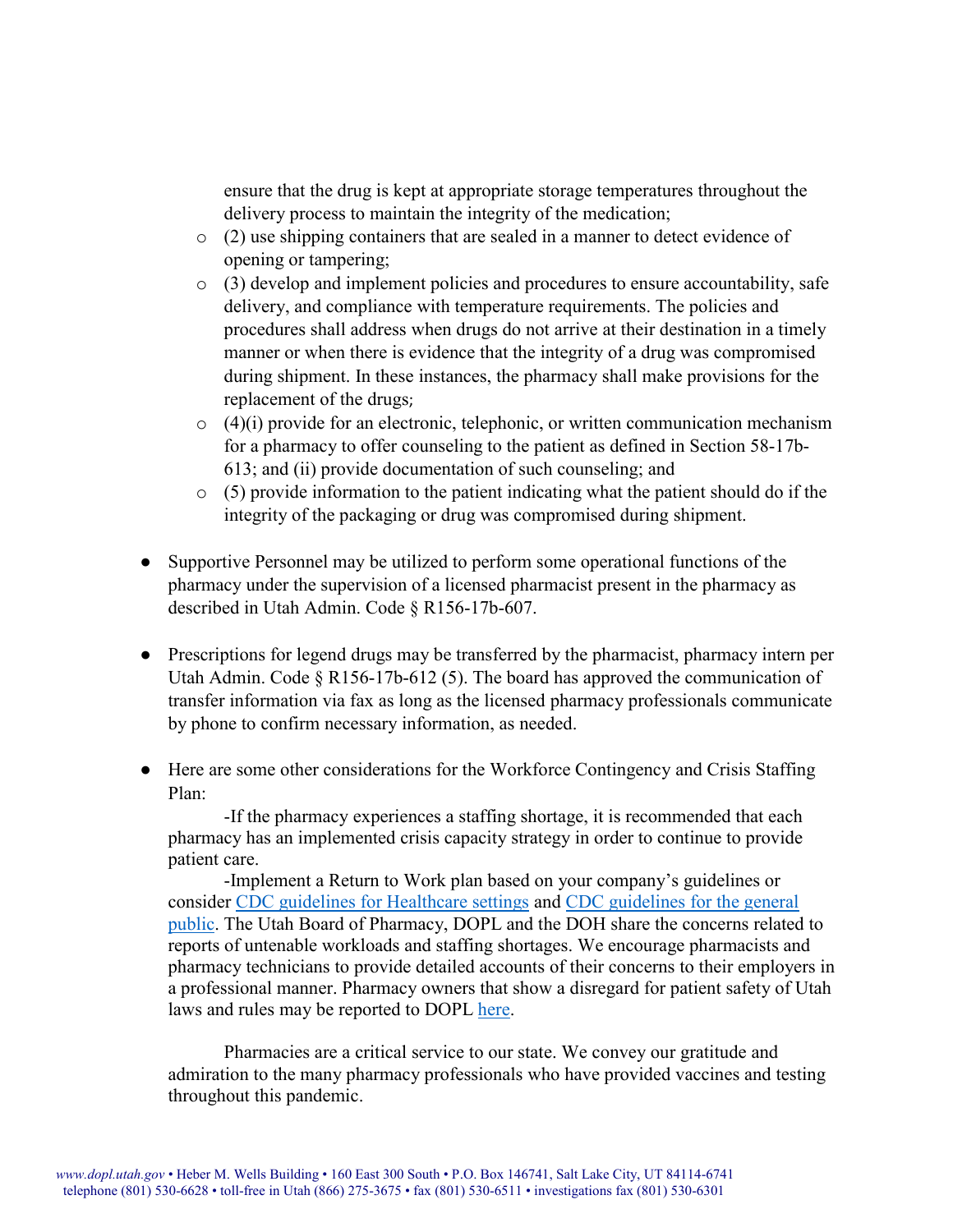ensure that the drug is kept at appropriate storage temperatures throughout the delivery process to maintain the integrity of the medication;

  - (2) use shipping containers that are sealed in a manner to detect evidence of opening or tampering;
  - (3) develop and implement policies and procedures to ensure accountability, safe delivery, and compliance with temperature requirements. The policies and procedures shall address when drugs do not arrive at their destination in a timely manner or when there is evidence that the integrity of a drug was compromised during shipment. In these instances, the pharmacy shall make provisions for the replacement of the drugs;
  - (4)(i) provide for an electronic, telephonic, or written communication mechanism for a pharmacy to offer counseling to the patient as defined in Section 58-17b-613; and (ii) provide documentation of such counseling; and
  - (5) provide information to the patient indicating what the patient should do if the integrity of the packaging or drug was compromised during shipment.

- Supportive Personnel may be utilized to perform some operational functions of the pharmacy under the supervision of a licensed pharmacist present in the pharmacy as described in Utah Admin. Code § R156-17b-607.

- Prescriptions for legend drugs may be transferred by the pharmacist, pharmacy intern per Utah Admin. Code § R156-17b-612 (5). The board has approved the communication of transfer information via fax as long as the licensed pharmacy professionals communicate by phone to confirm necessary information, as needed.

- Here are some other considerations for the Workforce Contingency and Crisis Staffing Plan:

  -If the pharmacy experiences a staffing shortage, it is recommended that each pharmacy has an implemented crisis capacity strategy in order to continue to provide patient care.

  -Implement a Return to Work plan based on your company's guidelines or consider [CDC guidelines for Healthcare settings]() and [CDC guidelines for the general public](). The Utah Board of Pharmacy, DOPL and the DOH share the concerns related to reports of untenable workloads and staffing shortages. We encourage pharmacists and pharmacy technicians to provide detailed accounts of their concerns to their employers in a professional manner. Pharmacy owners that show a disregard for patient safety of Utah laws and rules may be reported to DOPL [here]().

  Pharmacies are a critical service to our state. We convey our gratitude and admiration to the many pharmacy professionals who have provided vaccines and testing throughout this pandemic.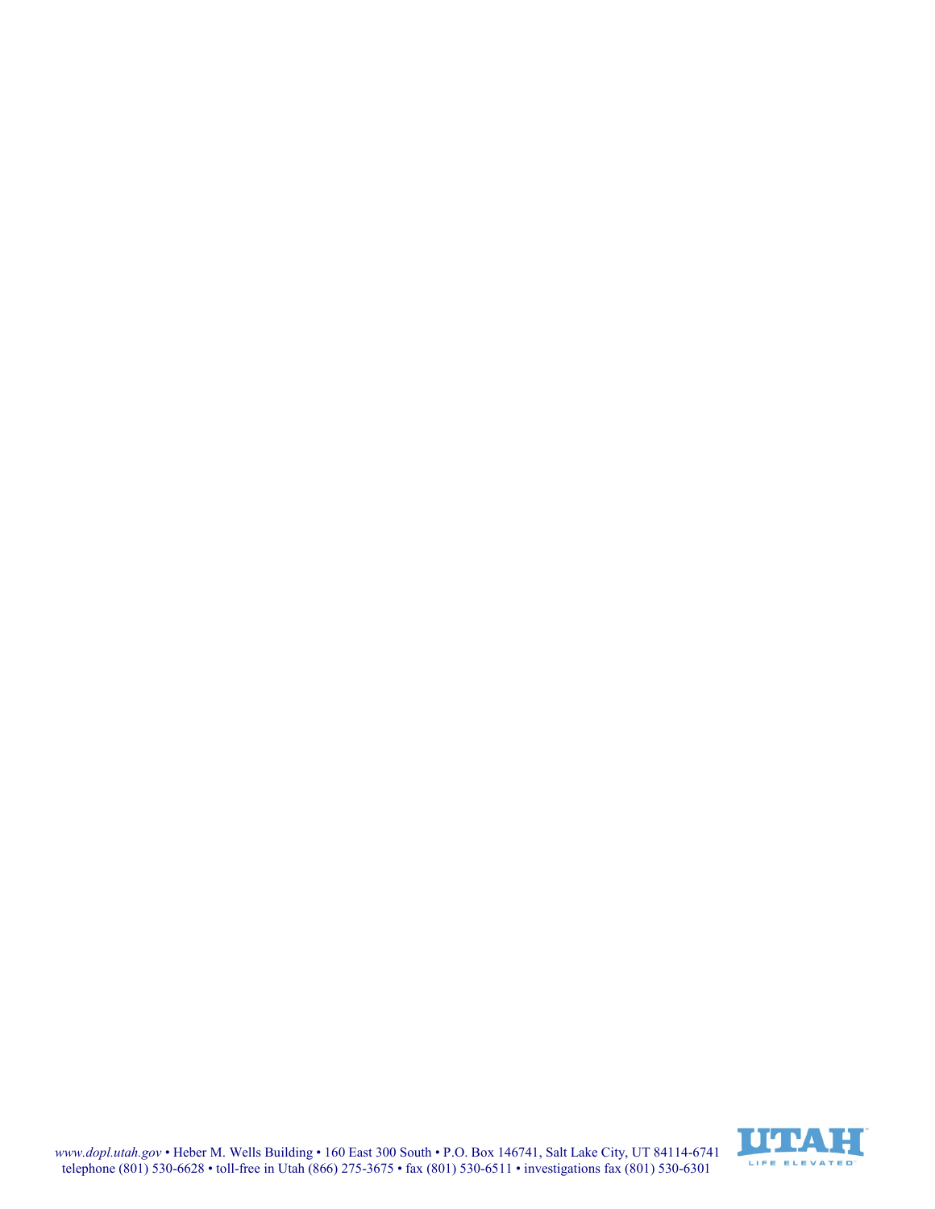*www.dopl.utah.gov* • Heber M. Wells Building • 160 East 300 South • P.O. Box 146741, Salt Lake City, UT 84114-6741
telephone (801) 530-6628 • toll-free in Utah (866) 275-3675 • fax (801) 530-6511 • investigations fax (801) 530-6301

UTAH
LIFE ELEVATED